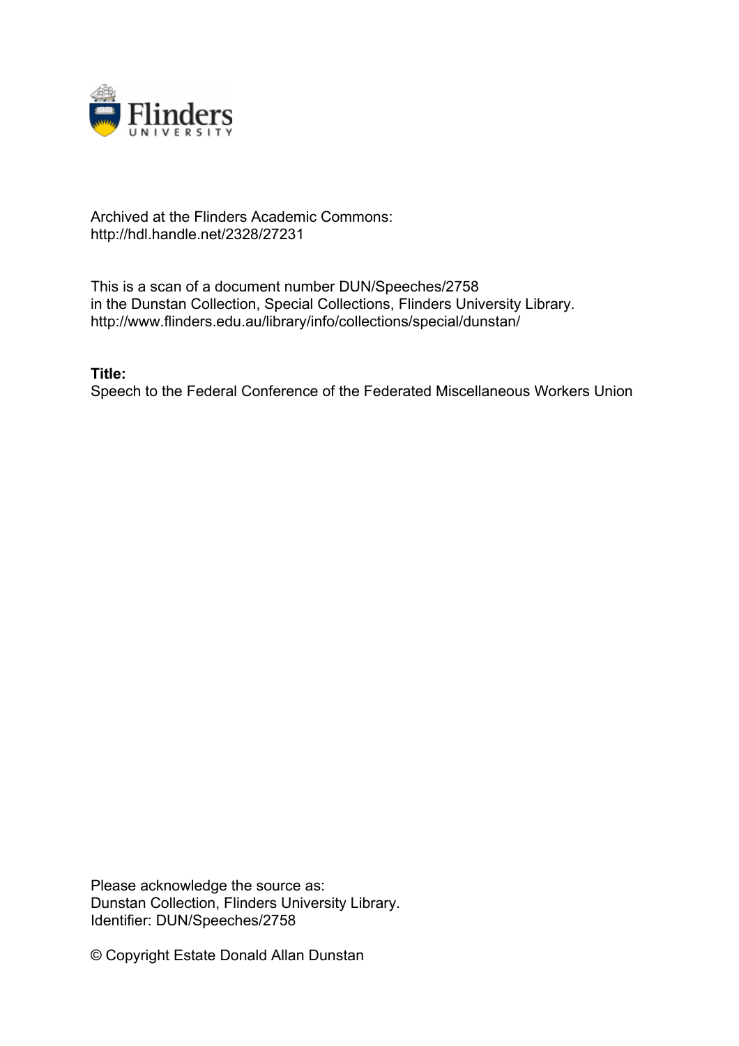Archived at the Flinders Academic Commons:
http://hdl.handle.net/2328/27231

This is a scan of a document number DUN/Speeches/2758
in the Dunstan Collection, Special Collections, Flinders University Library.
http://www.flinders.edu.au/library/info/collections/special/dunstan/

**Title:**
Speech to the Federal Conference of the Federated Miscellaneous Workers Union

Please acknowledge the source as:
Dunstan Collection, Flinders University Library.
Identifier: DUN/Speeches/2758

© Copyright Estate Donald Allan Dunstan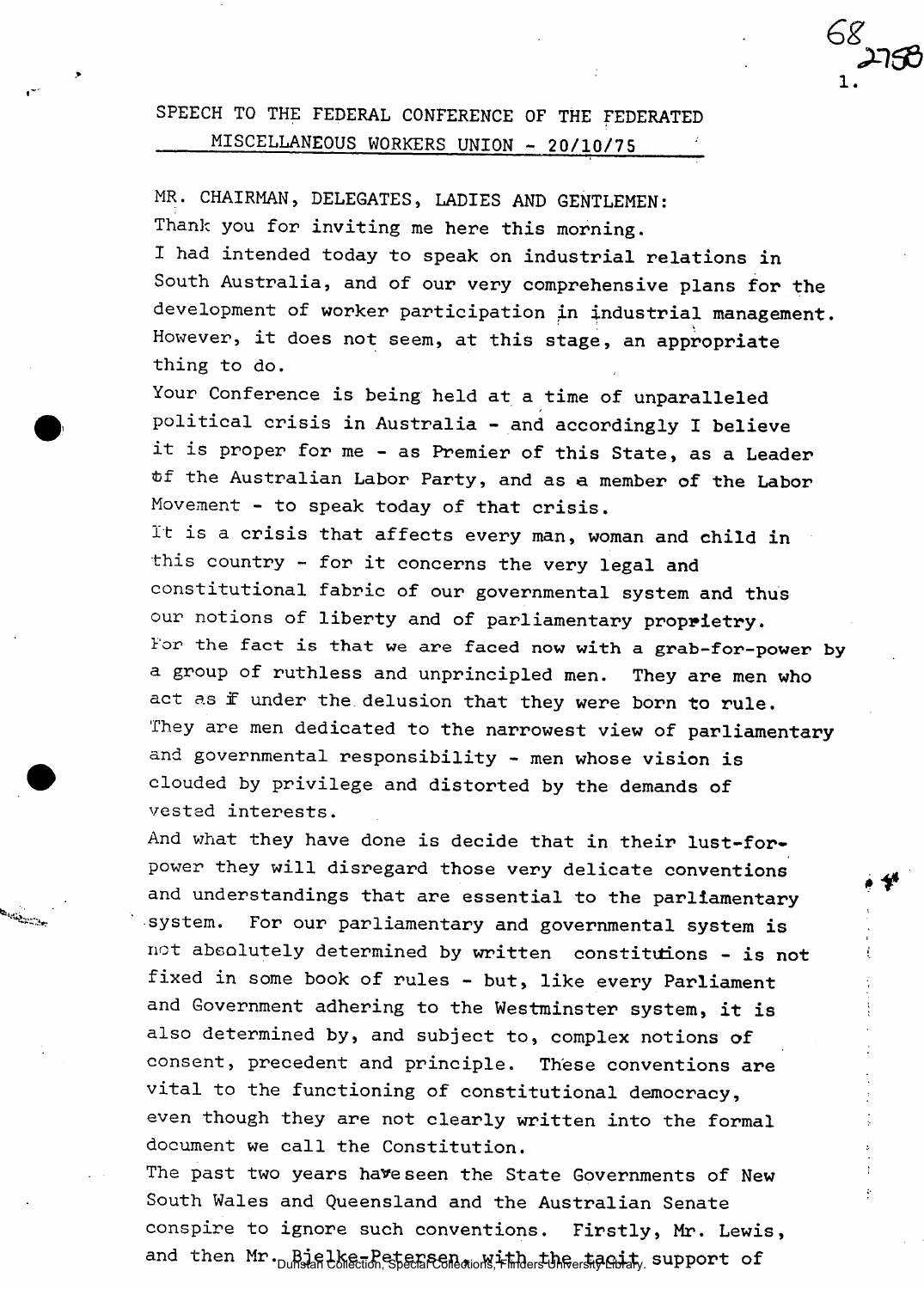SPEECH TO THE FEDERAL CONFERENCE OF THE FEDERATED MISCELLANEOUS WORKERS UNION - 20/10/75

MR. CHAIRMAN, DELEGATES, LADIES AND GENTLEMEN:

Thank you for inviting me here this morning.

I had intended today to speak on industrial relations in South Australia, and of our very comprehensive plans for the development of worker participation in industrial management. However, it does not seem, at this stage, an appropriate thing to do.

Your Conference is being held at a time of unparalleled political crisis in Australia - and accordingly I believe it is proper for me - as Premier of this State, as a Leader of the Australian Labor Party, and as a member of the Labor Movement - to speak today of that crisis.

It is a crisis that affects every man, woman and child in this country - for it concerns the very legal and constitutional fabric of our governmental system and thus our notions of liberty and of parliamentary propriety.

For the fact is that we are faced now with a grab-for-power by a group of ruthless and unprincipled men. They are men who act as if under the delusion that they were born to rule. They are men dedicated to the narrowest view of parliamentary and governmental responsibility - men whose vision is clouded by privilege and distorted by the demands of vested interests.

And what they have done is decide that in their lust-for-power they will disregard those very delicate conventions and understandings that are essential to the parliamentary system. For our parliamentary and governmental system is not absolutely determined by written constitutions - is not fixed in some book of rules - but, like every Parliament and Government adhering to the Westminster system, it is also determined by, and subject to, complex notions of consent, precedent and principle. These conventions are vital to the functioning of constitutional democracy, even though they are not clearly written into the formal document we call the Constitution.

The past two years have seen the State Governments of New South Wales and Queensland and the Australian Senate conspire to ignore such conventions. Firstly, Mr. Lewis, and then Mr. Bjelke-Petersen, with the tacit support of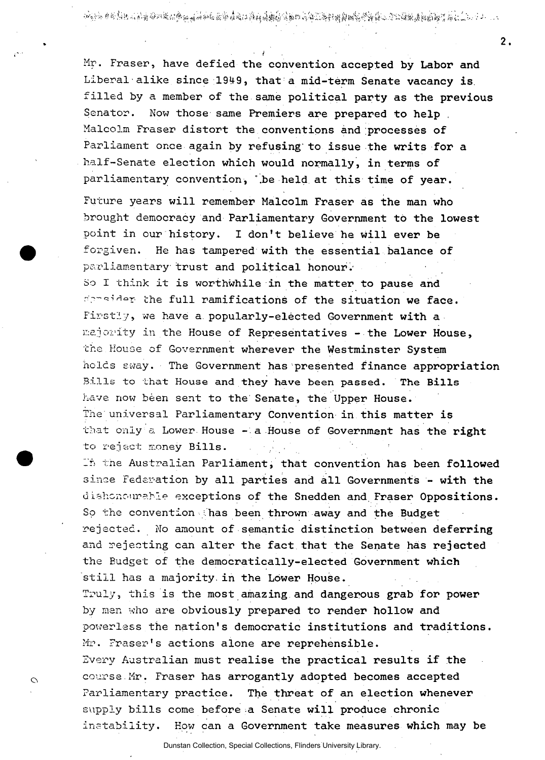Mr. Fraser, have defied the convention accepted by Labor and Liberal alike since 1949, that a mid-term Senate vacancy is filled by a member of the same political party as the previous Senator. Now those same Premiers are prepared to help Malcolm Fraser distort the conventions and processes of Parliament once again by refusing to issue the writs for a half-Senate election which would normally, in terms of parliamentary convention, be held at this time of year.

Future years will remember Malcolm Fraser as the man who brought democracy and Parliamentary Government to the lowest point in our history. I don't believe he will ever be forgiven. He has tampered with the essential balance of parliamentary trust and political honour.

So I think it is worthwhile in the matter to pause and consider the full ramifications of the situation we face. Firstly, we have a popularly-elected Government with a majority in the House of Representatives - the Lower House, the House of Government wherever the Westminster System holds sway. The Government has presented finance appropriation Bills to that House and they have been passed. The Bills have now been sent to the Senate, the Upper House.

The universal Parliamentary Convention in this matter is that only a Lower House - a House of Government has the right to reject money Bills.

In the Australian Parliament, that convention has been followed since Federation by all parties and all Governments - with the dishonourable exceptions of the Snedden and Fraser Oppositions. So the convention has been thrown away and the Budget rejected. No amount of semantic distinction between deferring and rejecting can alter the fact that the Senate has rejected the Budget of the democratically-elected Government which still has a majority in the Lower House.

Truly, this is the most amazing and dangerous grab for power by men who are obviously prepared to render hollow and powerless the nation's democratic institutions and traditions. Mr. Fraser's actions alone are reprehensible.

Every Australian must realise the practical results if the course Mr. Fraser has arrogantly adopted becomes accepted Parliamentary practice. The threat of an election whenever supply bills come before a Senate will produce chronic instability. How can a Government take measures which may be

Dunstan Collection, Special Collections, Flinders University Library.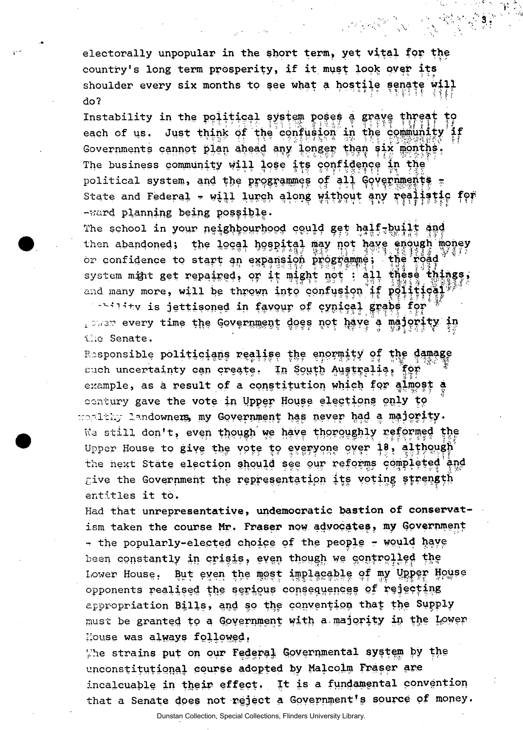electorally unpopular in the short term, yet vital for the country's long term prosperity, if it must look over its shoulder every six months to see what a hostile senate will do?

Instability in the political system poses a grave threat to each of us. Just think of the confusion in the community if Governments cannot plan ahead any longer than six months. The business community will lose its confidence in the political system, and the programmes of all Governments - State and Federal - will lurch along without any realistic forward planning being possible.

The school in your neighbourhood could get half-built and then abandoned; the local hospital may not have enough money or confidence to start an expansion programme; the road system might get repaired, or it might not : all these things, and many more, will be thrown into confusion if political stability is jettisoned in favour of cynical grabs for power every time the Government does not have a majority in the Senate.

Responsible politicians realise the enormity of the damage such uncertainty can create. In South Australia, for example, as a result of a constitution which for almost a century gave the vote in Upper House elections only to wealthy landowners, my Government has never had a majority. We still don't, even though we have thoroughly reformed the Upper House to give the vote to everyone over 18, although the next State election should see our reforms completed and give the Government the representation its voting strength entitles it to.

Had that unrepresentative, undemocratic bastion of conservatism taken the course Mr. Fraser now advocates, my Government - the popularly-elected choice of the people - would have been constantly in crisis, even though we controlled the Lower House. But even the most implacable of my Upper House opponents realised the serious consequences of rejecting appropriation Bills, and so the convention that the Supply must be granted to a Government with a majority in the Lower House was always followed.

The strains put on our Federal Governmental system by the unconstitutional course adopted by Malcolm Fraser are incalcuable in their effect. It is a fundamental convention that a Senate does not reject a Government's source of money.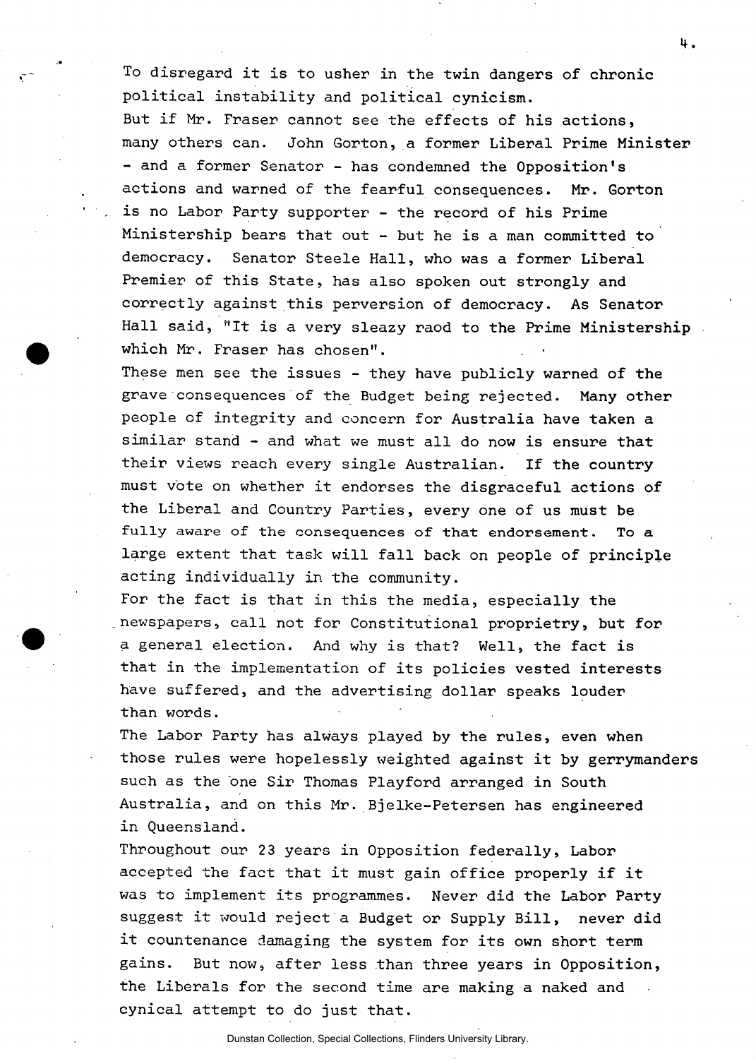To disregard it is to usher in the twin dangers of chronic political instability and political cynicism.

But if Mr. Fraser cannot see the effects of his actions, many others can. John Gorton, a former Liberal Prime Minister - and a former Senator - has condemned the Opposition's actions and warned of the fearful consequences. Mr. Gorton is no Labor Party supporter - the record of his Prime Ministership bears that out - but he is a man committed to democracy. Senator Steele Hall, who was a former Liberal Premier of this State, has also spoken out strongly and correctly against this perversion of democracy. As Senator Hall said, "It is a very sleazy raod to the Prime Ministership which Mr. Fraser has chosen".

These men see the issues - they have publicly warned of the grave consequences of the Budget being rejected. Many other people of integrity and concern for Australia have taken a similar stand - and what we must all do now is ensure that their views reach every single Australian. If the country must vote on whether it endorses the disgraceful actions of the Liberal and Country Parties, every one of us must be fully aware of the consequences of that endorsement. To a large extent that task will fall back on people of principle acting individually in the community.

For the fact is that in this the media, especially the newspapers, call not for Constitutional proprietry, but for a general election. And why is that? Well, the fact is that in the implementation of its policies vested interests have suffered, and the advertising dollar speaks louder than words.

The Labor Party has always played by the rules, even when those rules were hopelessly weighted against it by gerrymanders such as the one Sir Thomas Playford arranged in South Australia, and on this Mr. Bjelke-Petersen has engineered in Queensland.

Throughout our 23 years in Opposition federally, Labor accepted the fact that it must gain office properly if it was to implement its programmes. Never did the Labor Party suggest it would reject a Budget or Supply Bill, never did it countenance damaging the system for its own short term gains. But now, after less than three years in Opposition, the Liberals for the second time are making a naked and cynical attempt to do just that.

Dunstan Collection, Special Collections, Flinders University Library.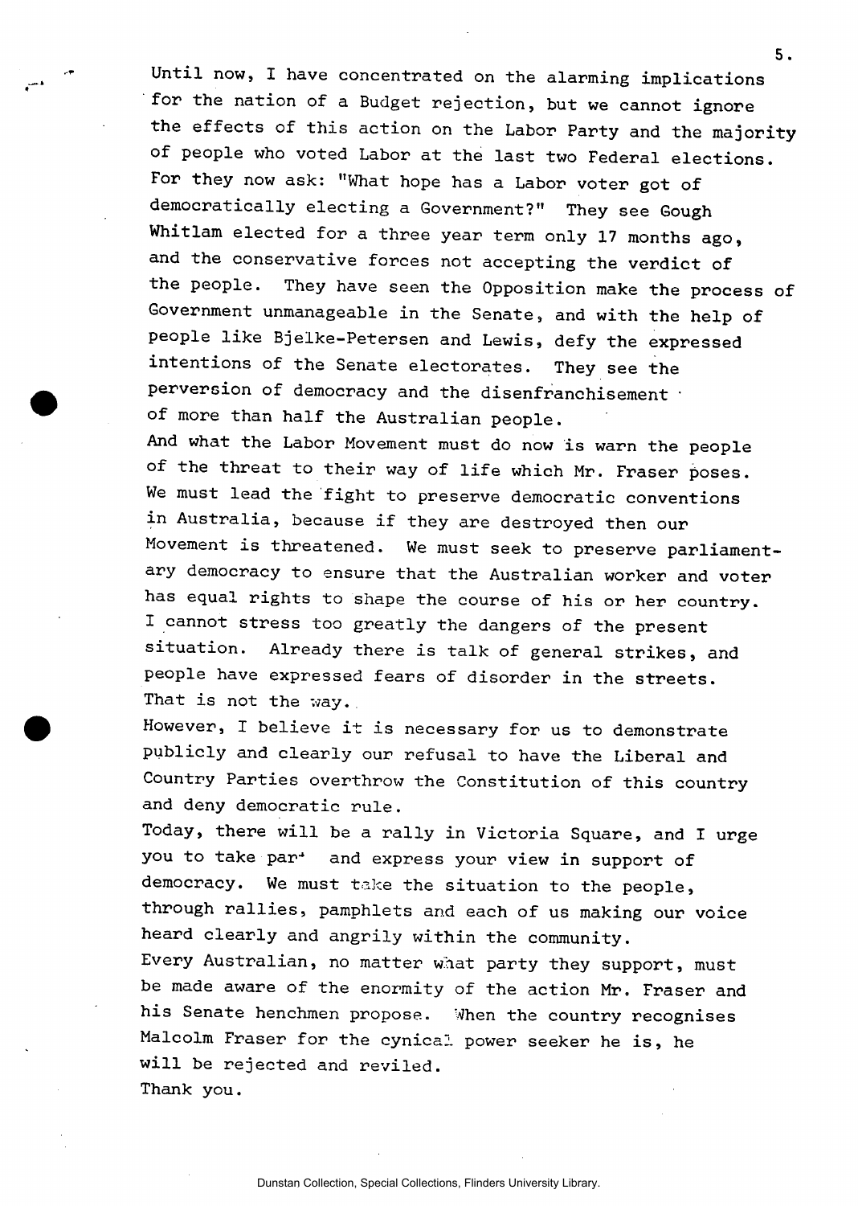Until now, I have concentrated on the alarming implications for the nation of a Budget rejection, but we cannot ignore the effects of this action on the Labor Party and the majority of people who voted Labor at the last two Federal elections. For they now ask: "What hope has a Labor voter got of democratically electing a Government?" They see Gough Whitlam elected for a three year term only 17 months ago, and the conservative forces not accepting the verdict of the people. They have seen the Opposition make the process of Government unmanageable in the Senate, and with the help of people like Bjelke-Petersen and Lewis, defy the expressed intentions of the Senate electorates. They see the perversion of democracy and the disenfranchisement of more than half the Australian people.

And what the Labor Movement must do now is warn the people of the threat to their way of life which Mr. Fraser poses. We must lead the fight to preserve democratic conventions in Australia, because if they are destroyed then our Movement is threatened. We must seek to preserve parliamentary democracy to ensure that the Australian worker and voter has equal rights to shape the course of his or her country. I cannot stress too greatly the dangers of the present situation. Already there is talk of general strikes, and people have expressed fears of disorder in the streets. That is not the way.

However, I believe it is necessary for us to demonstrate publicly and clearly our refusal to have the Liberal and Country Parties overthrow the Constitution of this country and deny democratic rule.

Today, there will be a rally in Victoria Square, and I urge you to take part and express your view in support of democracy. We must take the situation to the people, through rallies, pamphlets and each of us making our voice heard clearly and angrily within the community.

Every Australian, no matter what party they support, must be made aware of the enormity of the action Mr. Fraser and his Senate henchmen propose. When the country recognises Malcolm Fraser for the cynical power seeker he is, he will be rejected and reviled.

Thank you.